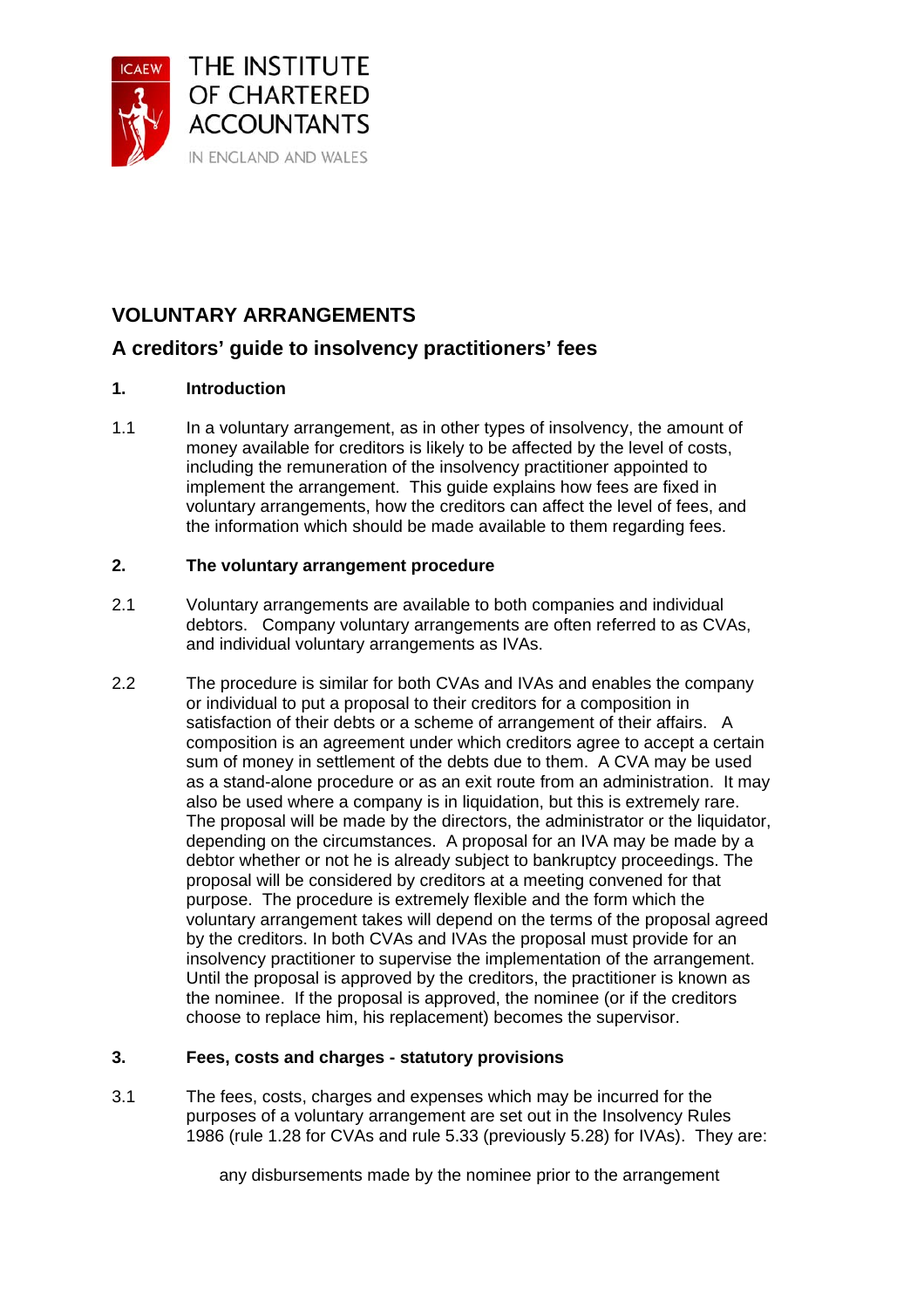THE INSTITUTE OF CHARTERED ACCOUNTANTS IN ENGLAND AND WALES

# VOLUNTARY ARRANGEMENTS

## A creditors' guide to insolvency practitioners' fees

### 1. Introduction

1.1 In a voluntary arrangement, as in other types of insolvency, the amount of money available for creditors is likely to be affected by the level of costs, including the remuneration of the insolvency practitioner appointed to implement the arrangement. This guide explains how fees are fixed in voluntary arrangements, how the creditors can affect the level of fees, and the information which should be made available to them regarding fees.

### 2. The voluntary arrangement procedure

2.1 Voluntary arrangements are available to both companies and individual debtors. Company voluntary arrangements are often referred to as CVAs, and individual voluntary arrangements as IVAs.

2.2 The procedure is similar for both CVAs and IVAs and enables the company or individual to put a proposal to their creditors for a composition in satisfaction of their debts or a scheme of arrangement of their affairs. A composition is an agreement under which creditors agree to accept a certain sum of money in settlement of the debts due to them. A CVA may be used as a stand-alone procedure or as an exit route from an administration. It may also be used where a company is in liquidation, but this is extremely rare. The proposal will be made by the directors, the administrator or the liquidator, depending on the circumstances. A proposal for an IVA may be made by a debtor whether or not he is already subject to bankruptcy proceedings. The proposal will be considered by creditors at a meeting convened for that purpose. The procedure is extremely flexible and the form which the voluntary arrangement takes will depend on the terms of the proposal agreed by the creditors. In both CVAs and IVAs the proposal must provide for an insolvency practitioner to supervise the implementation of the arrangement. Until the proposal is approved by the creditors, the practitioner is known as the nominee. If the proposal is approved, the nominee (or if the creditors choose to replace him, his replacement) becomes the supervisor.

### 3. Fees, costs and charges - statutory provisions

3.1 The fees, costs, charges and expenses which may be incurred for the purposes of a voluntary arrangement are set out in the Insolvency Rules 1986 (rule 1.28 for CVAs and rule 5.33 (previously 5.28) for IVAs). They are:

any disbursements made by the nominee prior to the arrangement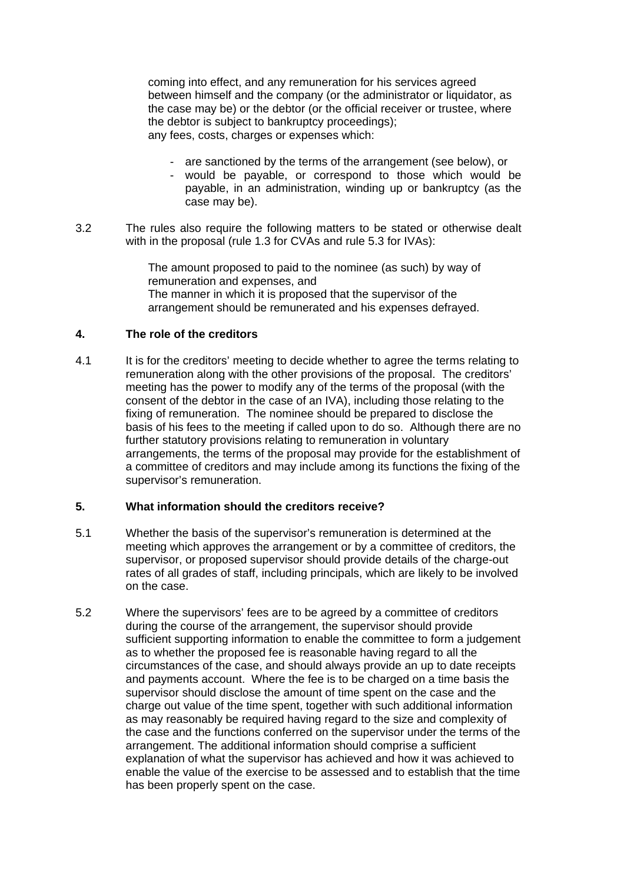coming into effect, and any remuneration for his services agreed between himself and the company (or the administrator or liquidator, as the case may be) or the debtor (or the official receiver or trustee, where the debtor is subject to bankruptcy proceedings);

any fees, costs, charges or expenses which:

- are sanctioned by the terms of the arrangement (see below), or
- would be payable, or correspond to those which would be payable, in an administration, winding up or bankruptcy (as the case may be).

3.2 The rules also require the following matters to be stated or otherwise dealt with in the proposal (rule 1.3 for CVAs and rule 5.3 for IVAs):

The amount proposed to paid to the nominee (as such) by way of remuneration and expenses, and

The manner in which it is proposed that the supervisor of the arrangement should be remunerated and his expenses defrayed.

## 4. The role of the creditors

4.1 It is for the creditors' meeting to decide whether to agree the terms relating to remuneration along with the other provisions of the proposal. The creditors' meeting has the power to modify any of the terms of the proposal (with the consent of the debtor in the case of an IVA), including those relating to the fixing of remuneration. The nominee should be prepared to disclose the basis of his fees to the meeting if called upon to do so. Although there are no further statutory provisions relating to remuneration in voluntary arrangements, the terms of the proposal may provide for the establishment of a committee of creditors and may include among its functions the fixing of the supervisor's remuneration.

## 5. What information should the creditors receive?

5.1 Whether the basis of the supervisor's remuneration is determined at the meeting which approves the arrangement or by a committee of creditors, the supervisor, or proposed supervisor should provide details of the charge-out rates of all grades of staff, including principals, which are likely to be involved on the case.

5.2 Where the supervisors' fees are to be agreed by a committee of creditors during the course of the arrangement, the supervisor should provide sufficient supporting information to enable the committee to form a judgement as to whether the proposed fee is reasonable having regard to all the circumstances of the case, and should always provide an up to date receipts and payments account. Where the fee is to be charged on a time basis the supervisor should disclose the amount of time spent on the case and the charge out value of the time spent, together with such additional information as may reasonably be required having regard to the size and complexity of the case and the functions conferred on the supervisor under the terms of the arrangement. The additional information should comprise a sufficient explanation of what the supervisor has achieved and how it was achieved to enable the value of the exercise to be assessed and to establish that the time has been properly spent on the case.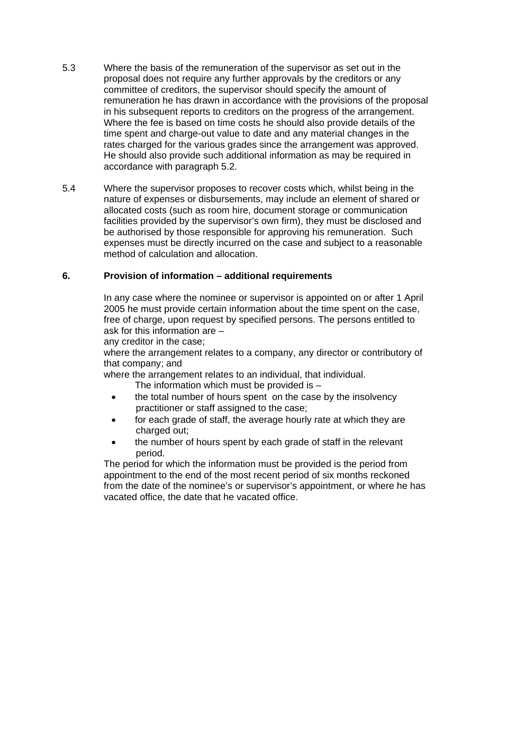5.3 Where the basis of the remuneration of the supervisor as set out in the proposal does not require any further approvals by the creditors or any committee of creditors, the supervisor should specify the amount of remuneration he has drawn in accordance with the provisions of the proposal in his subsequent reports to creditors on the progress of the arrangement. Where the fee is based on time costs he should also provide details of the time spent and charge-out value to date and any material changes in the rates charged for the various grades since the arrangement was approved. He should also provide such additional information as may be required in accordance with paragraph 5.2.

5.4 Where the supervisor proposes to recover costs which, whilst being in the nature of expenses or disbursements, may include an element of shared or allocated costs (such as room hire, document storage or communication facilities provided by the supervisor's own firm), they must be disclosed and be authorised by those responsible for approving his remuneration. Such expenses must be directly incurred on the case and subject to a reasonable method of calculation and allocation.

## 6. Provision of information – additional requirements

In any case where the nominee or supervisor is appointed on or after 1 April 2005 he must provide certain information about the time spent on the case, free of charge, upon request by specified persons. The persons entitled to ask for this information are –

any creditor in the case;

where the arrangement relates to a company, any director or contributory of that company; and

where the arrangement relates to an individual, that individual.

The information which must be provided is –

- the total number of hours spent on the case by the insolvency practitioner or staff assigned to the case;
- for each grade of staff, the average hourly rate at which they are charged out;
- the number of hours spent by each grade of staff in the relevant period.

The period for which the information must be provided is the period from appointment to the end of the most recent period of six months reckoned from the date of the nominee's or supervisor's appointment, or where he has vacated office, the date that he vacated office.